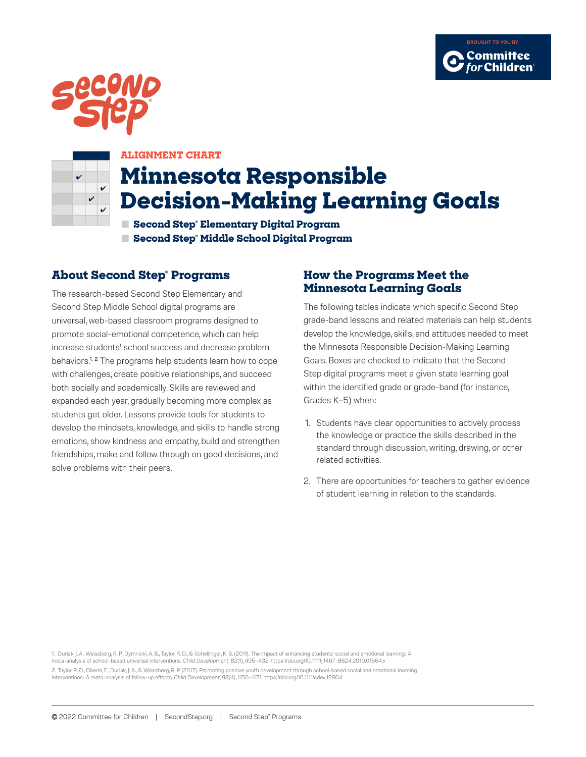BROUGHT TO YOU BY Committee for Children

Second Step

ALIGNMENT CHART

# Minnesota Responsible Decision-Making Learning Goals

- **Second Step® Elementary Digital Program**
- **Second Step® Middle School Digital Program**

## About Second Step® Programs

The research-based Second Step Elementary and Second Step Middle School digital programs are universal, web-based classroom programs designed to promote social-emotional competence, which can help increase students' school success and decrease problem behaviors.[1, 2] The programs help students learn how to cope with challenges, create positive relationships, and succeed both socially and academically. Skills are reviewed and expanded each year, gradually becoming more complex as students get older. Lessons provide tools for students to develop the mindsets, knowledge, and skills to handle strong emotions, show kindness and empathy, build and strengthen friendships, make and follow through on good decisions, and solve problems with their peers.

## How the Programs Meet the Minnesota Learning Goals

The following tables indicate which specific Second Step grade-band lessons and related materials can help students develop the knowledge, skills, and attitudes needed to meet the Minnesota Responsible Decision-Making Learning Goals. Boxes are checked to indicate that the Second Step digital programs meet a given state learning goal within the identified grade or grade-band (for instance, Grades K–5) when:

1. Students have clear opportunities to actively process the knowledge or practice the skills described in the standard through discussion, writing, drawing, or other related activities.
2. There are opportunities for teachers to gather evidence of student learning in relation to the standards.

1. Durlak, J. A., Weissberg, R. P., Dymnicki, A. B., Taylor, R. D., & Schellinger, K. B. (2011). The impact of enhancing students' social and emotional learning: A meta-analysis of school-based universal interventions. *Child Development*, *82*(1), 405–432. https://doi.org/10.1111/j.1467-8624.2010.01564.x

2. Taylor, R. D., Oberle, E., Durlak, J. A., & Weissberg, R. P. (2017). Promoting positive youth development through school-based social and emotional learning interventions: A meta-analysis of follow-up effects. *Child Development*, *88*(4), 1156–1171. https://doi.org/10.1111/cdev.12864

© 2022 Committee for Children | SecondStep.org | Second Step® Programs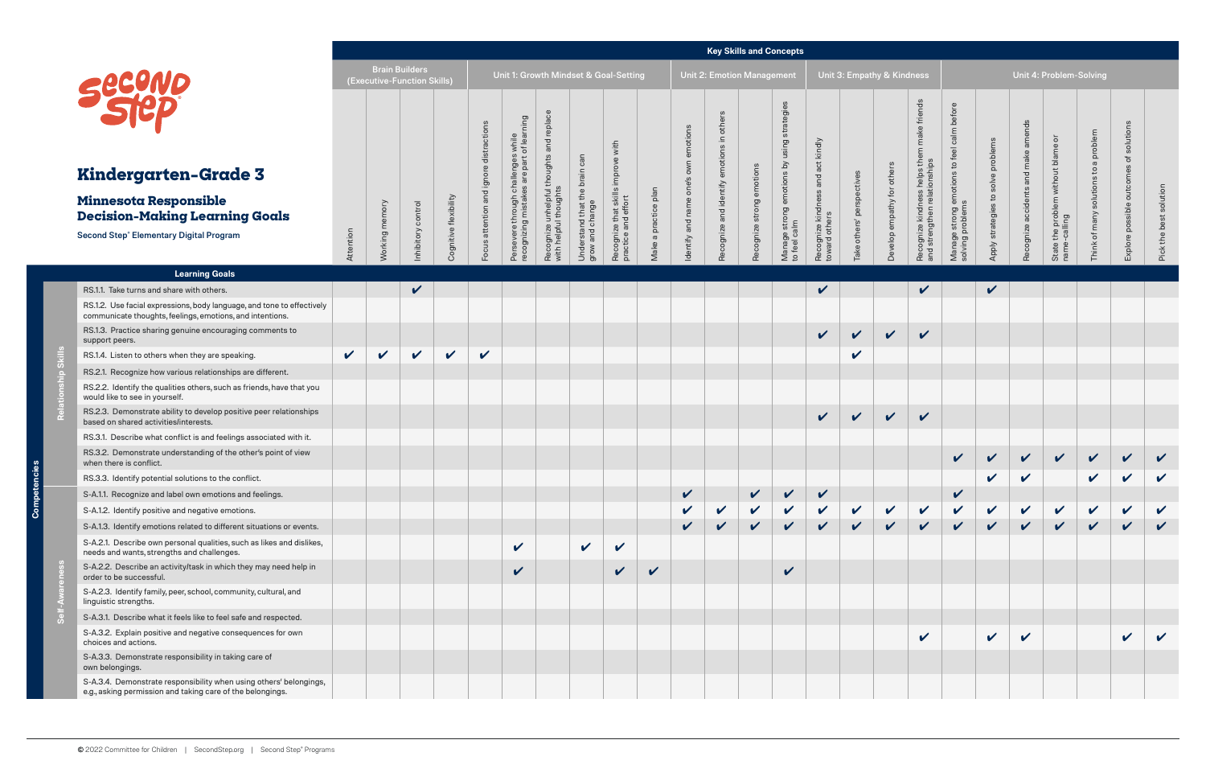# Kindergarten–Grade 3

## Minnesota Responsible Decision-Making Learning Goals

**Second Step® Elementary Digital Program**

| Competencies | Learning Goals | Brain Builders (Executive-Function Skills) | | | | Unit 1: Growth Mindset & Goal-Setting | | | | | | Unit 2: Emotion Management | | | | Unit 3: Empathy & Kindness | | | | Unit 4: Problem-Solving | | | | | | |
|---|---|---|---|---|---|---|---|---|---|---|---|---|---|---|---|---|---|---|---|---|---|---|---|---|---|---|
| | | Attention | Working memory | Inhibitory control | Cognitive flexibility | Focus attention and ignore distractions | Persevere through challenges while recognizing mistakes are part of learning | Recognize unhelpful thoughts and replace with helpful thoughts | Understand that the brain can grow and change | Recognize that skills improve with practice and effort | Make a practice plan | Identify and name one's own emotions | Recognize and identify emotions in others | Recognize strong emotions | Manage strong emotions by using strategies to feel calm | Recognize kindness and act kindly toward others | Take others' perspectives | Develop empathy for others | Recognize kindness helps them make friends and strengthen relationships | Manage strong emotions to feel calm before solving problems | Apply strategies to solve problems | Recognize accidents and make amends | State the problem without blame or name-calling | Think of many solutions to a problem | Explore possible outcomes of solutions | Pick the best solution |
| Relationship Skills | RS.1.1. Take turns and share with others. | | | ✔ | | | | | | | | | | | | ✔ | | | ✔ | | ✔ | | | | | |
| Relationship Skills | RS.1.2. Use facial expressions, body language, and tone to effectively communicate thoughts, feelings, emotions, and intentions. | | | | | | | | | | | | | | | | | | | | | | | | | |
| Relationship Skills | RS.1.3. Practice sharing genuine encouraging comments to support peers. | | | | | | | | | | | | | | | ✔ | ✔ | ✔ | ✔ | | | | | | | |
| Relationship Skills | RS.1.4. Listen to others when they are speaking. | ✔ | ✔ | ✔ | ✔ | ✔ | | | | | | | | | | | ✔ | | | | | | | | | |
| Relationship Skills | RS.2.1. Recognize how various relationships are different. | | | | | | | | | | | | | | | | | | | | | | | | | |
| Relationship Skills | RS.2.2. Identify the qualities others, such as friends, have that you would like to see in yourself. | | | | | | | | | | | | | | | | | | | | | | | | | |
| Relationship Skills | RS.2.3. Demonstrate ability to develop positive peer relationships based on shared activities/interests. | | | | | | | | | | | | | | | ✔ | ✔ | ✔ | ✔ | | | | | | | |
| Relationship Skills | RS.3.1. Describe what conflict is and feelings associated with it. | | | | | | | | | | | | | | | | | | | | | | | | | |
| Relationship Skills | RS.3.2. Demonstrate understanding of the other's point of view when there is conflict. | | | | | | | | | | | | | | | | | | | ✔ | ✔ | ✔ | ✔ | ✔ | ✔ | ✔ |
| Relationship Skills | RS.3.3. Identify potential solutions to the conflict. | | | | | | | | | | | | | | | | | | | | ✔ | ✔ | | ✔ | ✔ | ✔ |
| Self-Awareness | S-A.1.1. Recognize and label own emotions and feelings. | | | | | | | | | | | ✔ | | ✔ | ✔ | ✔ | | | | ✔ | | | | | | |
| Self-Awareness | S-A.1.2. Identify positive and negative emotions. | | | | | | | | | | | ✔ | ✔ | ✔ | ✔ | ✔ | ✔ | ✔ | ✔ | ✔ | ✔ | ✔ | ✔ | ✔ | ✔ | ✔ |
| Self-Awareness | S-A.1.3. Identify emotions related to different situations or events. | | | | | | | | | | | ✔ | ✔ | ✔ | ✔ | ✔ | ✔ | ✔ | ✔ | ✔ | ✔ | ✔ | ✔ | ✔ | ✔ | ✔ |
| Self-Awareness | S-A.2.1. Describe own personal qualities, such as likes and dislikes, needs and wants, strengths and challenges. | | | | | | ✔ | | ✔ | ✔ | | | | | | | | | | | | | | | | |
| Self-Awareness | S-A.2.2. Describe an activity/task in which they may need help in order to be successful. | | | | | | ✔ | | | ✔ | ✔ | | | | ✔ | | | | | | | | | | | |
| Self-Awareness | S-A.2.3. Identify family, peer, school, community, cultural, and linguistic strengths. | | | | | | | | | | | | | | | | | | | | | | | | | |
| Self-Awareness | S-A.3.1. Describe what it feels like to feel safe and respected. | | | | | | | | | | | | | | | | | | | | | | | | | |
| Self-Awareness | S-A.3.2. Explain positive and negative consequences for own choices and actions. | | | | | | | | | | | | | | | | | | ✔ | | ✔ | ✔ | | | ✔ | ✔ |
| Self-Awareness | S-A.3.3. Demonstrate responsibility in taking care of own belongings. | | | | | | | | | | | | | | | | | | | | | | | | | |
| Self-Awareness | S-A.3.4. Demonstrate responsibility when using others' belongings, e.g., asking permission and taking care of the belongings. | | | | | | | | | | | | | | | | | | | | | | | | | |

© 2022 Committee for Children | SecondStep.org | Second Step® Programs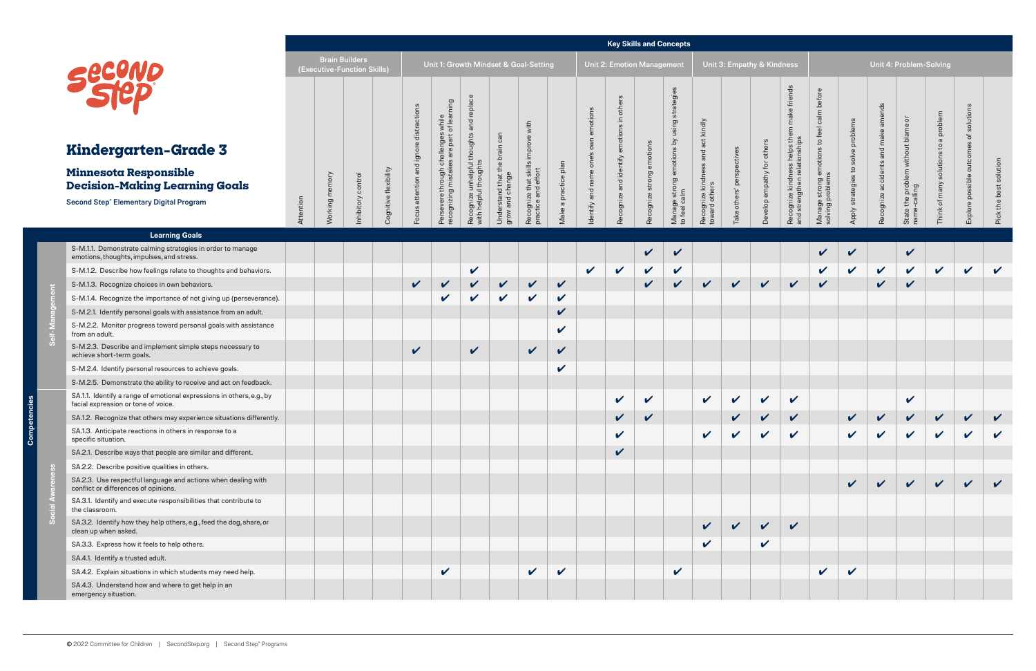# Kindergarten–Grade 3

## Minnesota Responsible Decision-Making Learning Goals

Second Step® Elementary Digital Program

**Key Skills and Concepts**

| Competencies | Learning Goals | Brain Builders (Executive-Function Skills) | | | | Unit 1: Growth Mindset & Goal-Setting | | | | | | Unit 2: Emotion Management | | | | Unit 3: Empathy & Kindness | | | | Unit 4: Problem-Solving | | | | | | |
|---|---|---|---|---|---|---|---|---|---|---|---|---|---|---|---|---|---|---|---|---|---|---|---|---|---|---|
| | | Attention | Working memory | Inhibitory control | Cognitive flexibility | Focus attention and ignore distractions | Persevere through challenges while recognizing mistakes are part of learning | Recognize unhelpful thoughts and replace with helpful thoughts | Understand that the brain can grow and change | Recognize that skills improve with practice and effort | Make a practice plan | Identify and name one's own emotions | Recognize and identify emotions in others | Recognize strong emotions | Manage strong emotions by using strategies to feel calm | Recognize kindness and act kindly toward others | Take others' perspectives | Develop empathy for others | Recognize kindness helps them make friends and strengthen relationships | Manage strong emotions to feel calm before solving problems | Apply strategies to solve problems | Recognize accidents and make amends | State the problem without blame or name-calling | Think of many solutions to a problem | Explore possible outcomes of solutions | Pick the best solution |
| Self-Management | S-M.1.1. Demonstrate calming strategies in order to manage emotions, thoughts, impulses, and stress. | | | | | | | | | | | | | ✔ | ✔ | | | | | ✔ | ✔ | | ✔ | | | |
| Self-Management | S-M.1.2. Describe how feelings relate to thoughts and behaviors. | | | | | | | ✔ | | | | ✔ | ✔ | ✔ | ✔ | | | | | ✔ | ✔ | ✔ | ✔ | ✔ | ✔ | ✔ |
| Self-Management | S-M.1.3. Recognize choices in own behaviors. | | | | | ✔ | ✔ | ✔ | ✔ | ✔ | ✔ | | | ✔ | ✔ | ✔ | ✔ | ✔ | ✔ | ✔ | | ✔ | ✔ | | | |
| Self-Management | S-M.1.4. Recognize the importance of not giving up (perseverance). | | | | | | ✔ | ✔ | ✔ | ✔ | ✔ | | | | | | | | | | | | | | | |
| Self-Management | S-M.2.1. Identify personal goals with assistance from an adult. | | | | | | | | | | ✔ | | | | | | | | | | | | | | | |
| Self-Management | S-M.2.2. Monitor progress toward personal goals with assistance from an adult. | | | | | | | | | | ✔ | | | | | | | | | | | | | | | |
| Self-Management | S-M.2.3. Describe and implement simple steps necessary to achieve short-term goals. | | | | | ✔ | | ✔ | | ✔ | ✔ | | | | | | | | | | | | | | | |
| Self-Management | S-M.2.4. Identify personal resources to achieve goals. | | | | | | | | | | ✔ | | | | | | | | | | | | | | | |
| Self-Management | S-M.2.5. Demonstrate the ability to receive and act on feedback. | | | | | | | | | | | | | | | | | | | | | | | | | |
| Social Awareness | SA.1.1. Identify a range of emotional expressions in others, e.g., by facial expression or tone of voice. | | | | | | | | | | | | ✔ | ✔ | | ✔ | ✔ | ✔ | ✔ | | | | ✔ | | | |
| Social Awareness | SA.1.2. Recognize that others may experience situations differently. | | | | | | | | | | | | ✔ | ✔ | | | ✔ | ✔ | ✔ | | ✔ | ✔ | ✔ | ✔ | ✔ | ✔ |
| Social Awareness | SA.1.3. Anticipate reactions in others in response to a specific situation. | | | | | | | | | | | | ✔ | | | ✔ | ✔ | ✔ | ✔ | | ✔ | ✔ | ✔ | ✔ | ✔ | ✔ |
| Social Awareness | SA.2.1. Describe ways that people are similar and different. | | | | | | | | | | | | ✔ | | | | | | | | | | | | | |
| Social Awareness | SA.2.2. Describe positive qualities in others. | | | | | | | | | | | | | | | | | | | | | | | | | |
| Social Awareness | SA.2.3. Use respectful language and actions when dealing with conflict or differences of opinions. | | | | | | | | | | | | | | | | | | | | ✔ | ✔ | ✔ | ✔ | ✔ | ✔ |
| Social Awareness | SA.3.1. Identify and execute responsibilities that contribute to the classroom. | | | | | | | | | | | | | | | | | | | | | | | | | |
| Social Awareness | SA.3.2. Identify how they help others, e.g., feed the dog, share, or clean up when asked. | | | | | | | | | | | | | | | ✔ | ✔ | ✔ | ✔ | | | | | | | |
| Social Awareness | SA.3.3. Express how it feels to help others. | | | | | | | | | | | | | | | ✔ | | ✔ | | | | | | | | |
| Social Awareness | SA.4.1. Identify a trusted adult. | | | | | | | | | | | | | | | | | | | | | | | | | |
| Social Awareness | SA.4.2. Explain situations in which students may need help. | | | | | | ✔ | | | ✔ | ✔ | | | | ✔ | | | | | ✔ | ✔ | | | | | |
| Social Awareness | SA.4.3. Understand how and where to get help in an emergency situation. | | | | | | | | | | | | | | | | | | | | | | | | | |

© 2022 Committee for Children | SecondStep.org | Second Step® Programs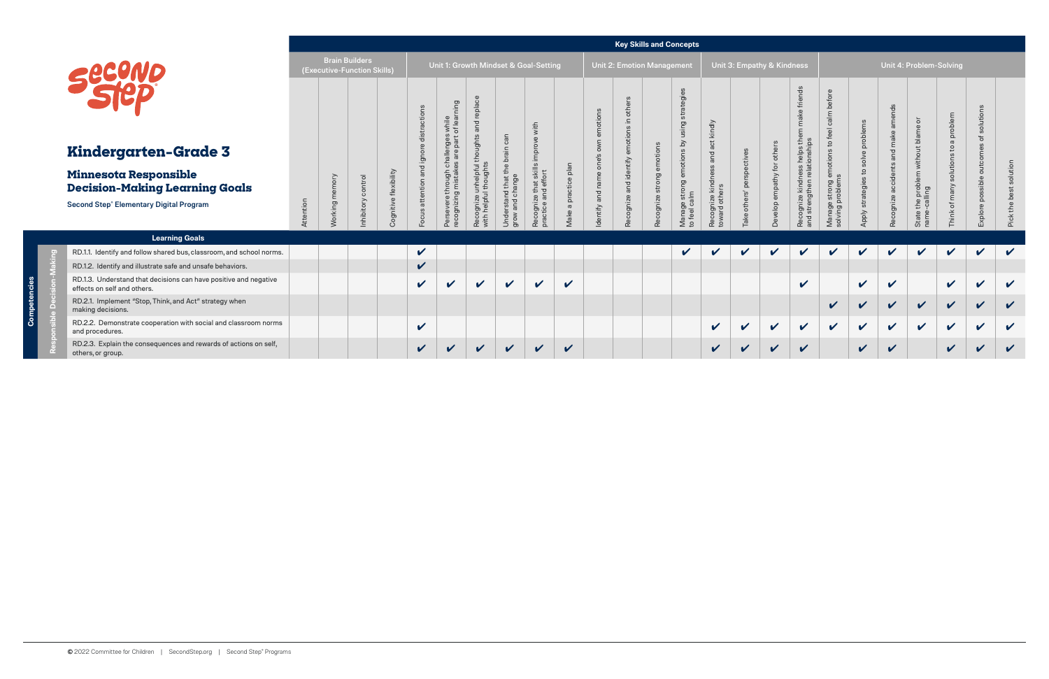# Kindergarten–Grade 3

## Minnesota Responsible Decision-Making Learning Goals

**Second Step® Elementary Digital Program**

| Competencies: Responsible Decision-Making | Key Skills and Concepts | | | | | | | | | | | | | | | | | | | | | | | | |
|---|---|---|---|---|---|---|---|---|---|---|---|---|---|---|---|---|---|---|---|---|---|---|---|---|---|
| | Brain Builders (Executive-Function Skills) | | | | Unit 1: Growth Mindset & Goal-Setting | | | | | | Unit 2: Emotion Management | | | | Unit 3: Empathy & Kindness | | | | Unit 4: Problem-Solving | | | | | | |
| **Learning Goals** | Attention | Working memory | Inhibitory control | Cognitive flexibility | Focus attention and ignore distractions | Persevere through challenges while recognizing mistakes are part of learning | Recognize unhelpful thoughts and replace with helpful thoughts | Understand that the brain can grow and change | Recognize that skills improve with practice and effort | Make a practice plan | Identify and name one's own emotions | Recognize and identify emotions in others | Recognize strong emotions | Manage strong emotions by using strategies to feel calm | Recognize kindness and act kindly toward others | Take others' perspectives | Develop empathy for others | Recognize kindness helps them make friends and strengthen relationships | Manage strong emotions to feel calm before solving problems | Apply strategies to solve problems | Recognize accidents and make amends | State the problem without blame or name-calling | Think of many solutions to a problem | Explore possible outcomes of solutions | Pick the best solution |
| RD.1.1. Identify and follow shared bus, classroom, and school norms. | | | | | ✔ | | | | | | | | | ✔ | ✔ | ✔ | ✔ | ✔ | ✔ | ✔ | ✔ | ✔ | ✔ | ✔ | ✔ |
| RD.1.2. Identify and illustrate safe and unsafe behaviors. | | | | | ✔ | | | | | | | | | | | | | | | | | | | | |
| RD.1.3. Understand that decisions can have positive and negative effects on self and others. | | | | | ✔ | ✔ | ✔ | ✔ | ✔ | ✔ | | | | | | | | ✔ | | ✔ | ✔ | | ✔ | ✔ | ✔ |
| RD.2.1. Implement "Stop, Think, and Act" strategy when making decisions. | | | | | | | | | | | | | | | | | | | ✔ | ✔ | ✔ | ✔ | ✔ | ✔ | ✔ |
| RD.2.2. Demonstrate cooperation with social and classroom norms and procedures. | | | | | ✔ | | | | | | | | | | ✔ | ✔ | ✔ | ✔ | ✔ | ✔ | ✔ | ✔ | ✔ | ✔ | ✔ |
| RD.2.3. Explain the consequences and rewards of actions on self, others, or group. | | | | | ✔ | ✔ | ✔ | ✔ | ✔ | ✔ | | | | | ✔ | ✔ | ✔ | ✔ | | ✔ | ✔ | | ✔ | ✔ | ✔ |

© 2022 Committee for Children | SecondStep.org | Second Step® Programs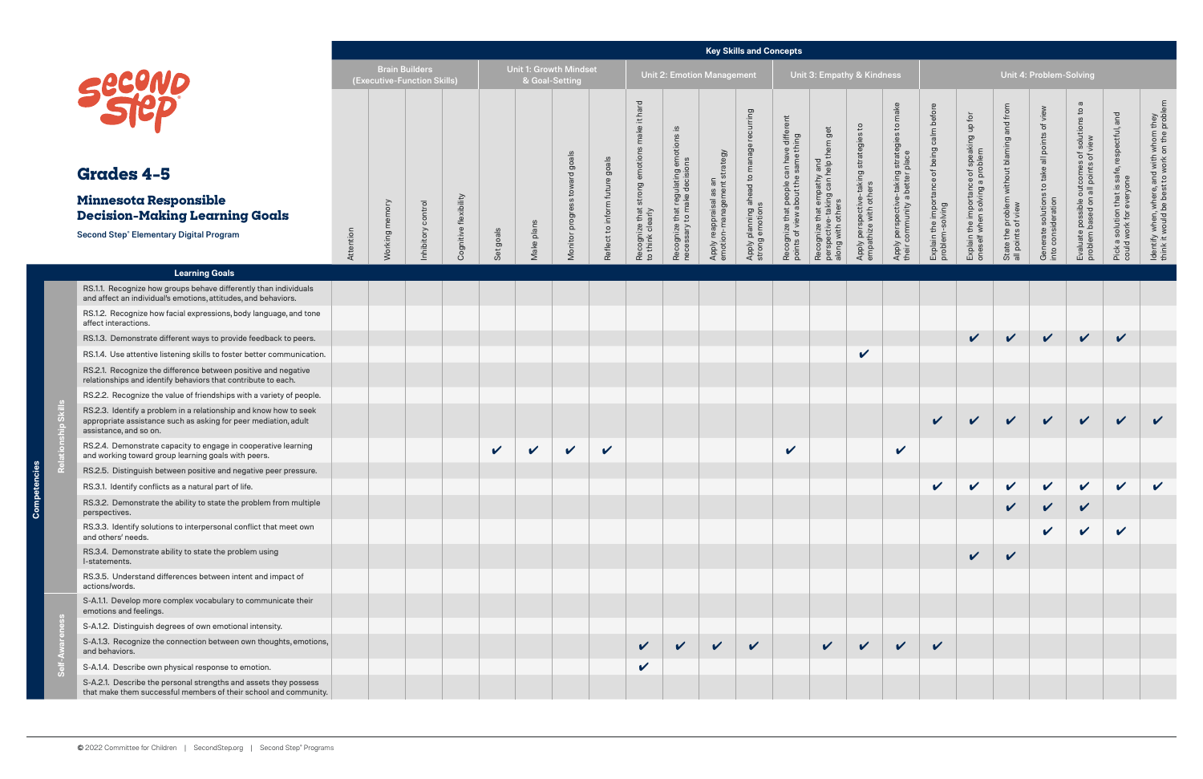# Grades 4–5

## Minnesota Responsible Decision-Making Learning Goals

**Second Step® Elementary Digital Program**

Key Skills and Concepts

| Competencies | Learning Goals | Brain Builders (Executive-Function Skills) | | | | Unit 1: Growth Mindset & Goal-Setting | | | | Unit 2: Emotion Management | | | | Unit 3: Empathy & Kindness | | | | Unit 4: Problem-Solving | | | | | | |
|---|---|---|---|---|---|---|---|---|---|---|---|---|---|---|---|---|---|---|---|---|---|---|---|---|
| | | Attention | Working memory | Inhibitory control | Cognitive flexibility | Set goals | Make plans | Monitor progress toward goals | Reflect to inform future goals | Recognize that strong emotions make it hard to think clearly | Recognize that regulating emotions is necessary to make decisions | Apply reappraisal as an emotion-management strategy | Apply planning ahead to manage recurring strong emotions | Recognize that people can have different points of view about the same thing | Recognize that empathy and perspective-taking can help them get along with others | Apply perspective-taking strategies to empathize with others | Apply perspective-taking strategies to make their community a better place | Explain the importance of being calm before problem-solving | Explain the importance of speaking up for oneself when solving a problem | State the problem without blaming and from all points of view | Generate solutions to take all points of view into consideration | Evaluate possible outcomes of solutions to a problem based on all points of view | Pick a solution that is safe, respectful, and could work for everyone | Identify when, where, and with whom they think it would be best to work on the problem |
| Relationship Skills | RS.1.1. Recognize how groups behave differently than individuals and affect an individual's emotions, attitudes, and behaviors. | | | | | | | | | | | | | | | | | | | | | | | |
| | RS.1.2. Recognize how facial expressions, body language, and tone affect interactions. | | | | | | | | | | | | | | | | | | | | | | | |
| | RS.1.3. Demonstrate different ways to provide feedback to peers. | | | | | | | | | | | | | | | | | | ✔ | ✔ | ✔ | ✔ | ✔ | |
| | RS.1.4. Use attentive listening skills to foster better communication. | | | | | | | | | | | | | | | ✔ | | | | | | | | |
| | RS.2.1. Recognize the difference between positive and negative relationships and identify behaviors that contribute to each. | | | | | | | | | | | | | | | | | | | | | | | |
| | RS.2.2. Recognize the value of friendships with a variety of people. | | | | | | | | | | | | | | | | | | | | | | | |
| | RS.2.3. Identify a problem in a relationship and know how to seek appropriate assistance such as asking for peer mediation, adult assistance, and so on. | | | | | | | | | | | | | | | | | ✔ | ✔ | ✔ | ✔ | ✔ | ✔ | ✔ |
| | RS.2.4. Demonstrate capacity to engage in cooperative learning and working toward group learning goals with peers. | | | | | ✔ | ✔ | ✔ | ✔ | | | | | ✔ | | | ✔ | | | | | | | |
| | RS.2.5. Distinguish between positive and negative peer pressure. | | | | | | | | | | | | | | | | | | | | | | | |
| | RS.3.1. Identify conflicts as a natural part of life. | | | | | | | | | | | | | | | | | ✔ | ✔ | ✔ | ✔ | ✔ | ✔ | ✔ |
| | RS.3.2. Demonstrate the ability to state the problem from multiple perspectives. | | | | | | | | | | | | | | | | | | | ✔ | ✔ | ✔ | | |
| | RS.3.3. Identify solutions to interpersonal conflict that meet own and others' needs. | | | | | | | | | | | | | | | | | | | | ✔ | ✔ | ✔ | |
| | RS.3.4. Demonstrate ability to state the problem using I-statements. | | | | | | | | | | | | | | | | | | ✔ | ✔ | | | | |
| | RS.3.5. Understand differences between intent and impact of actions/words. | | | | | | | | | | | | | | | | | | | | | | | |
| Self-Awareness | S-A.1.1. Develop more complex vocabulary to communicate their emotions and feelings. | | | | | | | | | | | | | | | | | | | | | | | |
| | S-A.1.2. Distinguish degrees of own emotional intensity. | | | | | | | | | | | | | | | | | | | | | | | |
| | S-A.1.3. Recognize the connection between own thoughts, emotions, and behaviors. | | | | | | | | | ✔ | ✔ | ✔ | ✔ | | ✔ | ✔ | ✔ | ✔ | | | | | | |
| | S-A.1.4. Describe own physical response to emotion. | | | | | | | | | ✔ | | | | | | | | | | | | | | |
| | S-A.2.1. Describe the personal strengths and assets they possess that make them successful members of their school and community. | | | | | | | | | | | | | | | | | | | | | | | |

© 2022 Committee for Children | SecondStep.org | Second Step® Programs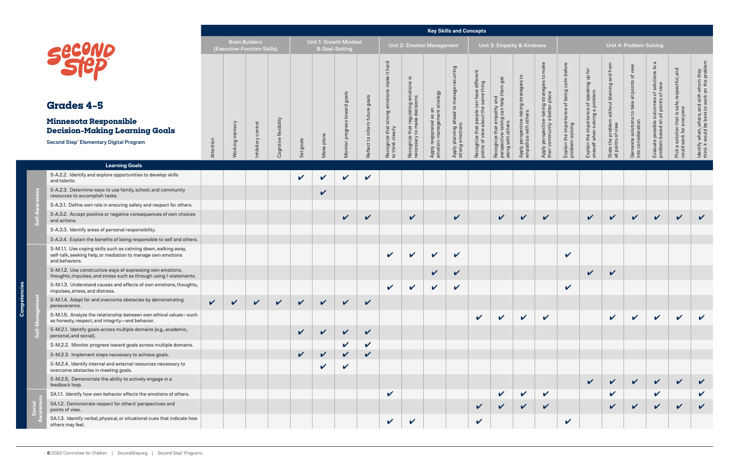# Grades 4–5

## Minnesota Responsible Decision-Making Learning Goals

**Second Step® Elementary Digital Program**

| Competencies | Learning Goals | Brain Builders (Executive-Function Skills): Attention | Brain Builders: Working memory | Brain Builders: Inhibitory control | Brain Builders: Cognitive flexibility | Unit 1: Growth Mindset & Goal-Setting: Set goals | Unit 1: Make plans | Unit 1: Monitor progress toward goals | Unit 1: Reflect to inform future goals | Unit 2: Emotion Management: Recognize that strong emotions make it hard to think clearly | Unit 2: Recognize that regulating emotions is necessary to make decisions | Unit 2: Apply reappraisal as an emotion-management strategy | Unit 2: Apply planning ahead to manage recurring strong emotions | Unit 3: Empathy & Kindness: Recognize that people can have different points of view about the same thing | Unit 3: Recognize that empathy and perspective-taking can help them get along with others | Unit 3: Apply perspective-taking strategies to empathize with others | Unit 3: Apply perspective-taking strategies to make their community a better place | Unit 4: Problem-Solving: Explain the importance of being calm before problem-solving | Unit 4: Explain the importance of speaking up for oneself when solving a problem | Unit 4: State the problem without blaming and from all points of view | Unit 4: Generate solutions to take all points of view into consideration | Unit 4: Evaluate possible outcomes of solutions to a problem based on all points of view | Unit 4: Pick a solution that is safe, respectful, and could work for everyone | Unit 4: Identify when, where, and with whom they think it would be best to work on the problem |
|---|---|---|---|---|---|---|---|---|---|---|---|---|---|---|---|---|---|---|---|---|---|---|---|---|
| Self-Awareness | S-A.2.2. Identify and explore opportunities to develop skills and talents. | | | | | ✔ | ✔ | ✔ | ✔ | | | | | | | | | | | | | | | |
| Self-Awareness | S-A.2.3. Determine ways to use family, school, and community resources to accomplish tasks. | | | | | | ✔ | | | | | | | | | | | | | | | | | |
| Self-Awareness | S-A.3.1. Define own role in ensuring safety and respect for others. | | | | | | | | | | | | | | | | | | | | | | | |
| Self-Awareness | S-A.3.2. Accept positive or negative consequences of own choices and actions. | | | | | | | ✔ | ✔ | | ✔ | | ✔ | | ✔ | ✔ | ✔ | | ✔ | ✔ | ✔ | ✔ | ✔ | ✔ |
| Self-Awareness | S-A.3.3. Identify areas of personal responsibility. | | | | | | | | | | | | | | | | | | | | | | | |
| Self-Awareness | S-A.3.4. Explain the benefits of being responsible to self and others. | | | | | | | | | | | | | | | | | | | | | | | |
| Self-Management | S-M.1.1. Use coping skills such as calming down, walking away, self-talk, seeking help, or mediation to manage own emotions and behaviors. | | | | | | | | | ✔ | ✔ | ✔ | ✔ | | | | | ✔ | | | | | | |
| Self-Management | S-M.1.2. Use constructive ways of expressing own emotions, thoughts, impulses, and stress such as through using I-statements. | | | | | | | | | | | ✔ | ✔ | | | | | | ✔ | ✔ | | | | |
| Self-Management | S-M.1.3. Understand causes and effects of own emotions, thoughts, impulses, stress, and distress. | | | | | | | | | ✔ | ✔ | ✔ | ✔ | | | | | ✔ | | | | | | |
| Self-Management | S-M.1.4. Adapt for and overcome obstacles by demonstrating perseverance. | ✔ | ✔ | ✔ | ✔ | ✔ | ✔ | ✔ | ✔ | | | | | | | | | | | | | | | |
| Self-Management | S-M.1.5. Analyze the relationship between own ethical values—such as honesty, respect, and integrity—and behavior. | | | | | | | | | | | | | ✔ | ✔ | ✔ | ✔ | | | ✔ | ✔ | ✔ | ✔ | ✔ |
| Self-Management | S-M.2.1. Identify goals across multiple domains (e.g., academic, personal, and social). | | | | | ✔ | ✔ | ✔ | ✔ | | | | | | | | | | | | | | | |
| Self-Management | S-M.2.2. Monitor progress toward goals across multiple domains. | | | | | | | ✔ | ✔ | | | | | | | | | | | | | | | |
| Self-Management | S-M.2.3. Implement steps necessary to achieve goals. | | | | | ✔ | ✔ | ✔ | ✔ | | | | | | | | | | | | | | | |
| Self-Management | S-M.2.4. Identify internal and external resources necessary to overcome obstacles in meeting goals. | | | | | | ✔ | ✔ | | | | | | | | | | | | | | | | |
| Self-Management | S-M.2.5. Demonstrate the ability to actively engage in a feedback loop. | | | | | | | | | | | | | | | | | | ✔ | ✔ | ✔ | ✔ | ✔ | ✔ |
| Social Awareness | SA.1.1. Identify how own behavior affects the emotions of others. | | | | | | | | | ✔ | | | | | ✔ | ✔ | ✔ | | | ✔ | | ✔ | | ✔ |
| Social Awareness | SA.1.2. Demonstrate respect for others' perspectives and points of view. | | | | | | | | | | | | | ✔ | ✔ | ✔ | ✔ | | | ✔ | ✔ | ✔ | ✔ | ✔ |
| Social Awareness | SA.1.3. Identify verbal, physical, or situational cues that indicate how others may feel. | | | | | | | | | ✔ | ✔ | | | ✔ | | | | ✔ | | | | | | |

© 2022 Committee for Children | SecondStep.org | Second Step® Programs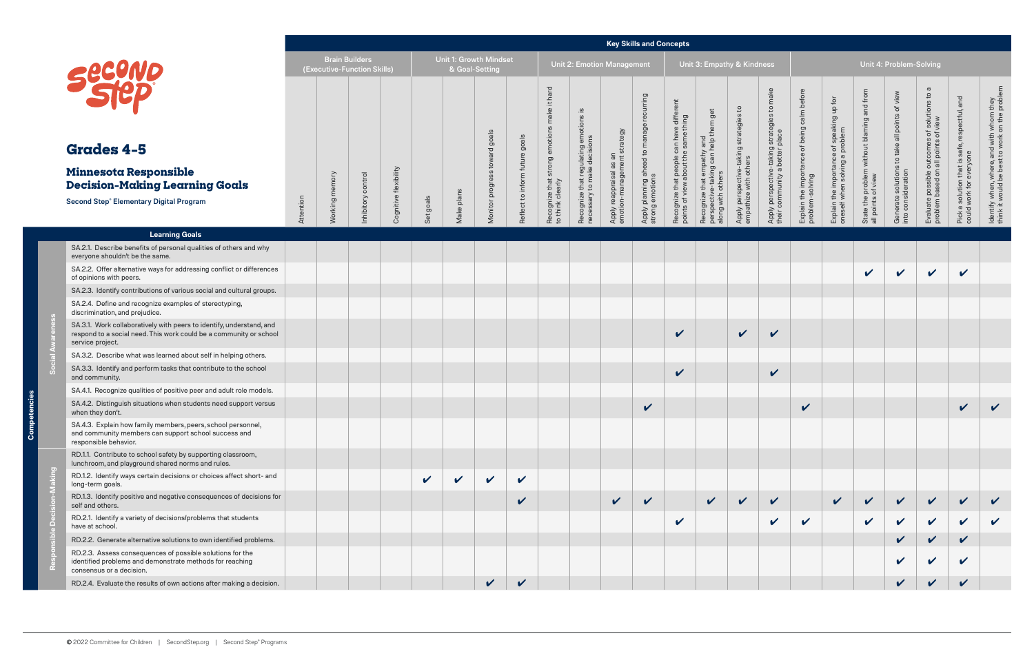# Grades 4–5

## Minnesota Responsible Decision-Making Learning Goals

Second Step® Elementary Digital Program

| | | Key Skills and Concepts | | | | | | | | | | | | | | | | | | | | | | |
|---|---|---|---|---|---|---|---|---|---|---|---|---|---|---|---|---|---|---|---|---|---|---|---|---|
| | | Brain Builders (Executive-Function Skills) | | | | Unit 1: Growth Mindset & Goal-Setting | | | | Unit 2: Emotion Management | | | | Unit 3: Empathy & Kindness | | | | Unit 4: Problem-Solving | | | | | | |
| Competencies | Learning Goals | Attention | Working memory | Inhibitory control | Cognitive flexibility | Set goals | Make plans | Monitor progress toward goals | Reflect to inform future goals | Recognize that strong emotions make it hard to think clearly | Recognize that regulating emotions is necessary to make decisions | Apply reappraisal as an emotion-management strategy | Apply planning ahead to manage recurring strong emotions | Recognize that people can have different points of view about the same thing | Recognize that empathy and perspective-taking can help them get along with others | Apply perspective-taking strategies to empathize with others | Apply perspective-taking strategies to make their community a better place | Explain the importance of being calm before problem-solving | Explain the importance of speaking up for oneself when solving a problem | State the problem without blaming and from all points of view | Generate solutions to take all points of view into consideration | Evaluate possible outcomes of solutions to a problem based on all points of view | Pick a solution that is safe, respectful, and could work for everyone | Identify when, where, and with whom they think it would be best to work on the problem |
| Social Awareness | SA.2.1. Describe benefits of personal qualities of others and why everyone shouldn't be the same. | | | | | | | | | | | | | | | | | | | | | | | |
| Social Awareness | SA.2.2. Offer alternative ways for addressing conflict or differences of opinions with peers. | | | | | | | | | | | | | | | | | | | ✔ | ✔ | ✔ | ✔ | |
| Social Awareness | SA.2.3. Identify contributions of various social and cultural groups. | | | | | | | | | | | | | | | | | | | | | | | |
| Social Awareness | SA.2.4. Define and recognize examples of stereotyping, discrimination, and prejudice. | | | | | | | | | | | | | | | | | | | | | | | |
| Social Awareness | SA.3.1. Work collaboratively with peers to identify, understand, and respond to a social need. This work could be a community or school service project. | | | | | | | | | | | | | ✔ | | ✔ | ✔ | | | | | | | |
| Social Awareness | SA.3.2. Describe what was learned about self in helping others. | | | | | | | | | | | | | | | | | | | | | | | |
| Social Awareness | SA.3.3. Identify and perform tasks that contribute to the school and community. | | | | | | | | | | | | | ✔ | | | ✔ | | | | | | | |
| Social Awareness | SA.4.1. Recognize qualities of positive peer and adult role models. | | | | | | | | | | | | | | | | | | | | | | | |
| Social Awareness | SA.4.2. Distinguish situations when students need support versus when they don't. | | | | | | | | | | | | ✔ | | | | | ✔ | | | | | ✔ | ✔ |
| Social Awareness | SA.4.3. Explain how family members, peers, school personnel, and community members can support school success and responsible behavior. | | | | | | | | | | | | | | | | | | | | | | | |
| Responsible Decision-Making | RD.1.1. Contribute to school safety by supporting classroom, lunchroom, and playground shared norms and rules. | | | | | | | | | | | | | | | | | | | | | | | |
| Responsible Decision-Making | RD.1.2. Identify ways certain decisions or choices affect short- and long-term goals. | | | | | ✔ | ✔ | ✔ | ✔ | | | | | | | | | | | | | | | |
| Responsible Decision-Making | RD.1.3. Identify positive and negative consequences of decisions for self and others. | | | | | | | | ✔ | | | ✔ | ✔ | | ✔ | ✔ | ✔ | | ✔ | ✔ | ✔ | ✔ | ✔ | ✔ |
| Responsible Decision-Making | RD.2.1. Identify a variety of decisions/problems that students have at school. | | | | | | | | | | | | | ✔ | | | ✔ | ✔ | | ✔ | ✔ | ✔ | ✔ | ✔ |
| Responsible Decision-Making | RD.2.2. Generate alternative solutions to own identified problems. | | | | | | | | | | | | | | | | | | | | ✔ | ✔ | ✔ | |
| Responsible Decision-Making | RD.2.3. Assess consequences of possible solutions for the identified problems and demonstrate methods for reaching consensus or a decision. | | | | | | | | | | | | | | | | | | | | ✔ | ✔ | ✔ | |
| Responsible Decision-Making | RD.2.4. Evaluate the results of own actions after making a decision. | | | | | | | ✔ | ✔ | | | | | | | | | | | | ✔ | ✔ | ✔ | |

© 2022 Committee for Children | SecondStep.org | Second Step® Programs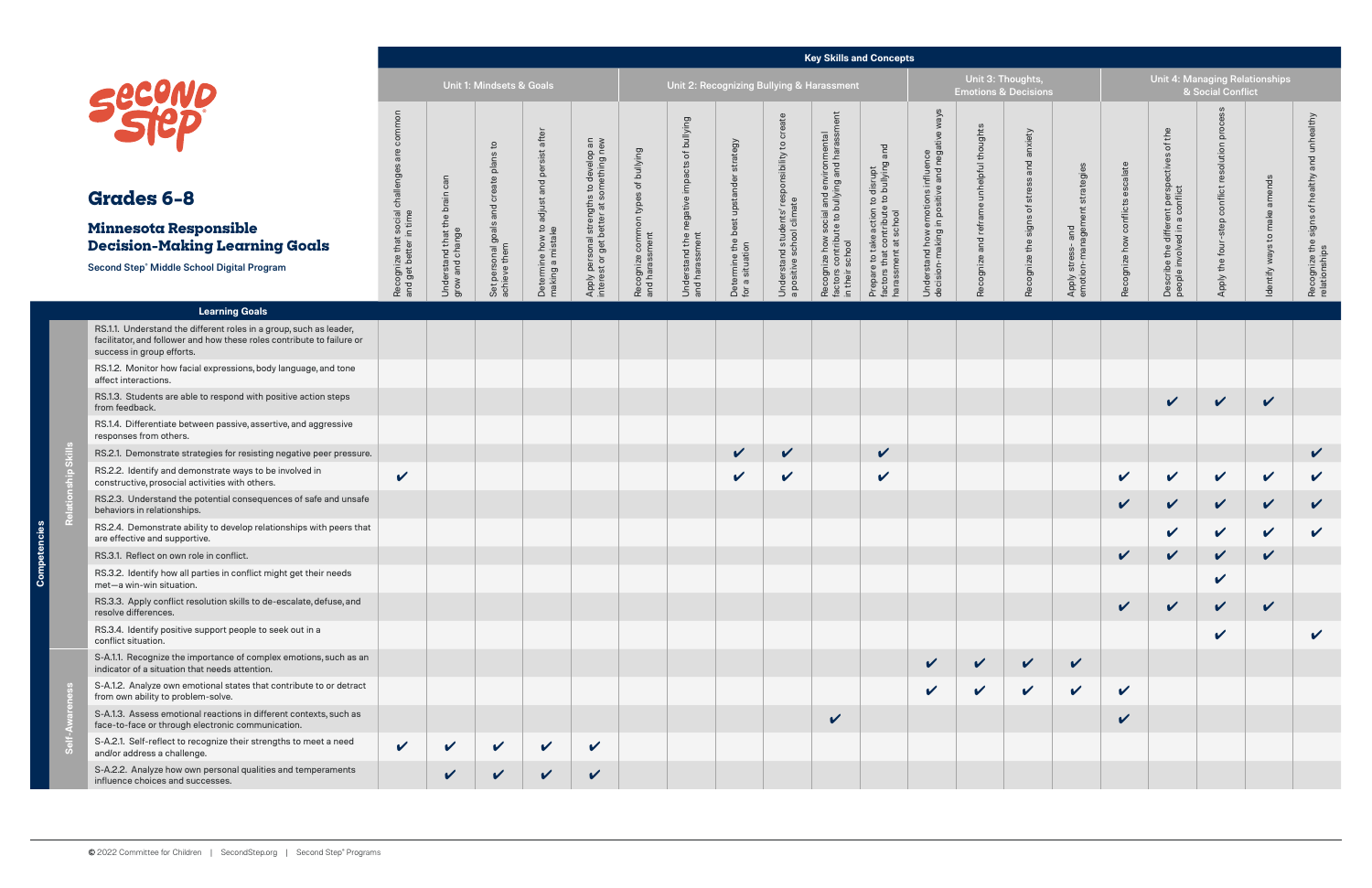# Grades 6-8

## Minnesota Responsible Decision-Making Learning Goals

**Second Step® Middle School Digital Program**

**Key Skills and Concepts**

| Competencies | Learning Goals | Unit 1: Mindsets & Goals | | | | | Unit 2: Recognizing Bullying & Harassment | | | | | | Unit 3: Thoughts, Emotions & Decisions | | | | Unit 4: Managing Relationships & Social Conflict | | | | |
|---|---|---|---|---|---|---|---|---|---|---|---|---|---|---|---|---|---|---|---|---|---|
| | | Recognize that social challenges are common and get better in time | Understand that the brain can grow and change | Set personal goals and create plans to achieve them | Determine how to adjust and persist after making a mistake | Apply personal strengths to develop an interest or get better at something new | Recognize common types of bullying and harassment | Understand the negative impacts of bullying and harassment | Determine the best upstander strategy for a situation | Understand students' responsibility to create a positive school climate | Recognize how social and environmental factors contribute to bullying and harassment in their school | Prepare to take action to disrupt factors that contribute to bullying and harassment at school | Understand how emotions influence decision-making in positive and negative ways | Recognize and reframe unhelpful thoughts | Recognize the signs of stress and anxiety | Apply stress- and emotion-management strategies | Recognize how conflicts escalate | Describe the different perspectives of the people involved in a conflict | Apply the four-step conflict resolution process | Identify ways to make amends | Recognize the signs of healthy and unhealthy relationships |
| Relationship Skills | RS1.1. Understand the different roles in a group, such as leader, facilitator, and follower and how these roles contribute to failure or success in group efforts. | | | | | | | | | | | | | | | | | | | | |
| Relationship Skills | RS1.2. Monitor how facial expressions, body language, and tone affect interactions. | | | | | | | | | | | | | | | | | | | | |
| Relationship Skills | RS1.3. Students are able to respond with positive action steps from feedback. | | | | | | | | | | | | | | | | | ✔ | ✔ | ✔ | |
| Relationship Skills | RS1.4. Differentiate between passive, assertive, and aggressive responses from others. | | | | | | | | | | | | | | | | | | | | |
| Relationship Skills | RS2.1. Demonstrate strategies for resisting negative peer pressure. | | | | | | | | ✔ | ✔ | | ✔ | | | | | | | | | ✔ |
| Relationship Skills | RS2.2. Identify and demonstrate ways to be involved in constructive, prosocial activities with others. | ✔ | | | | | | | ✔ | ✔ | | ✔ | | | | | ✔ | ✔ | ✔ | ✔ | ✔ |
| Relationship Skills | RS2.3. Understand the potential consequences of safe and unsafe behaviors in relationships. | | | | | | | | | | | | | | | | ✔ | ✔ | ✔ | ✔ | ✔ |
| Relationship Skills | RS2.4. Demonstrate ability to develop relationships with peers that are effective and supportive. | | | | | | | | | | | | | | | | | ✔ | ✔ | ✔ | ✔ |
| Relationship Skills | RS3.1. Reflect on own role in conflict. | | | | | | | | | | | | | | | | ✔ | ✔ | ✔ | ✔ | |
| Relationship Skills | RS3.2. Identify how all parties in conflict might get their needs met—a win-win situation. | | | | | | | | | | | | | | | | | | ✔ | | |
| Relationship Skills | RS3.3. Apply conflict resolution skills to de-escalate, defuse, and resolve differences. | | | | | | | | | | | | | | | | ✔ | ✔ | ✔ | ✔ | |
| Relationship Skills | RS3.4. Identify positive support people to seek out in a conflict situation. | | | | | | | | | | | | | | | | | | ✔ | | ✔ |
| Self-Awareness | S-A.1.1. Recognize the importance of complex emotions, such as an indicator of a situation that needs attention. | | | | | | | | | | | | ✔ | ✔ | ✔ | ✔ | | | | | |
| Self-Awareness | S-A.1.2. Analyze own emotional states that contribute to or detract from own ability to problem-solve. | | | | | | | | | | | | ✔ | ✔ | ✔ | ✔ | ✔ | | | | |
| Self-Awareness | S-A.1.3. Assess emotional reactions in different contexts, such as face-to-face or through electronic communication. | | | | | | | | | | ✔ | | | | | | ✔ | | | | |
| Self-Awareness | S-A.2.1. Self-reflect to recognize their strengths to meet a need and/or address a challenge. | ✔ | ✔ | ✔ | ✔ | ✔ | | | | | | | | | | | | | | | |
| Self-Awareness | S-A.2.2. Analyze how own personal qualities and temperaments influence choices and successes. | | ✔ | ✔ | ✔ | ✔ | | | | | | | | | | | | | | | |

© 2022 Committee for Children | SecondStep.org | Second Step® Programs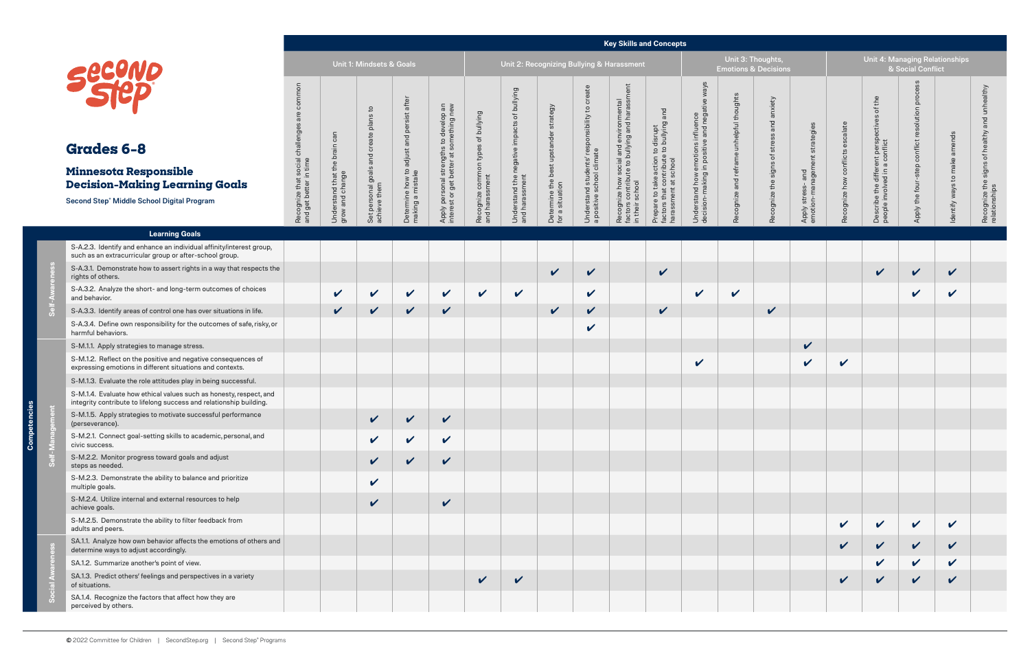# Grades 6-8

## Minnesota Responsible Decision-Making Learning Goals

**Second Step® Middle School Digital Program**

| Competencies | Learning Goals | Unit 1: Mindsets & Goals | | | | | Unit 2: Recognizing Bullying & Harassment | | | | | | Unit 3: Thoughts, Emotions & Decisions | | | | Unit 4: Managing Relationships & Social Conflict | | | | |
|---|---|---|---|---|---|---|---|---|---|---|---|---|---|---|---|---|---|---|---|---|---|
| | **Key Skills and Concepts** | Recognize that social challenges are common and get better in time | Understand that the brain can grow and change | Set personal goals and create plans to achieve them | Determine how to adjust and persist after making a mistake | Apply personal strengths to develop an interest or get better at something new | Recognize common types of bullying and harassment | Understand the negative impacts of bullying and harassment | Determine the best upstander strategy for a situation | Understand students' responsibility to create a positive school climate | Recognize how social and environmental factors contribute to bullying and harassment in their school | Prepare to take action to disrupt factors that contribute to bullying and harassment at school | Understand how emotions influence decision-making in positive and negative ways | Recognize and reframe unhelpful thoughts | Recognize the signs of stress and anxiety | Apply stress- and emotion-management strategies | Recognize how conflicts escalate | Describe the different perspectives of the people involved in a conflict | Apply the four-step conflict resolution process | Identify ways to make amends | Recognize the signs of healthy and unhealthy relationships |
| Self-Awareness | S-A.2.3. Identify and enhance an individual affinity/interest group, such as an extracurricular group or after-school group. | | | | | | | | | | | | | | | | | | | | |
| Self-Awareness | S-A.3.1. Demonstrate how to assert rights in a way that respects the rights of others. | | | | | | | | ✔ | ✔ | | ✔ | | | | | | ✔ | ✔ | ✔ | |
| Self-Awareness | S-A.3.2. Analyze the short- and long-term outcomes of choices and behavior. | | ✔ | ✔ | ✔ | ✔ | ✔ | ✔ | | ✔ | | | ✔ | ✔ | | | | | ✔ | ✔ | |
| Self-Awareness | S-A.3.3. Identify areas of control one has over situations in life. | | ✔ | ✔ | ✔ | ✔ | | | ✔ | ✔ | | ✔ | | | ✔ | | | | | | |
| Self-Awareness | S-A.3.4. Define own responsibility for the outcomes of safe, risky, or harmful behaviors. | | | | | | | | | ✔ | | | | | | | | | | | |
| Self-Management | S-M.1.1. Apply strategies to manage stress. | | | | | | | | | | | | | | | ✔ | | | | | |
| Self-Management | S-M.1.2. Reflect on the positive and negative consequences of expressing emotions in different situations and contexts. | | | | | | | | | | | | ✔ | | | ✔ | ✔ | | | | |
| Self-Management | S-M.1.3. Evaluate the role attitudes play in being successful. | | | | | | | | | | | | | | | | | | | | |
| Self-Management | S-M.1.4. Evaluate how ethical values such as honesty, respect, and integrity contribute to lifelong success and relationship building. | | | | | | | | | | | | | | | | | | | | |
| Self-Management | S-M.1.5. Apply strategies to motivate successful performance (perseverance). | | | ✔ | ✔ | ✔ | | | | | | | | | | | | | | | |
| Self-Management | S-M.2.1. Connect goal-setting skills to academic, personal, and civic success. | | | ✔ | ✔ | ✔ | | | | | | | | | | | | | | | |
| Self-Management | S-M.2.2. Monitor progress toward goals and adjust steps as needed. | | | ✔ | ✔ | ✔ | | | | | | | | | | | | | | | |
| Self-Management | S-M.2.3. Demonstrate the ability to balance and prioritize multiple goals. | | | ✔ | | | | | | | | | | | | | | | | | |
| Self-Management | S-M.2.4. Utilize internal and external resources to help achieve goals. | | | ✔ | | ✔ | | | | | | | | | | | | | | | |
| Self-Management | S-M.2.5. Demonstrate the ability to filter feedback from adults and peers. | | | | | | | | | | | | | | | | ✔ | ✔ | ✔ | ✔ | |
| Social Awareness | SA.1.1. Analyze how own behavior affects the emotions of others and determine ways to adjust accordingly. | | | | | | | | | | | | | | | | ✔ | ✔ | ✔ | ✔ | |
| Social Awareness | SA.1.2. Summarize another's point of view. | | | | | | | | | | | | | | | | | ✔ | ✔ | ✔ | |
| Social Awareness | SA.1.3. Predict others' feelings and perspectives in a variety of situations. | | | | | | ✔ | ✔ | | | | | | | | | ✔ | ✔ | ✔ | ✔ | |
| Social Awareness | SA.1.4. Recognize the factors that affect how they are perceived by others. | | | | | | | | | | | | | | | | | | | | |

© 2022 Committee for Children | SecondStep.org | Second Step® Programs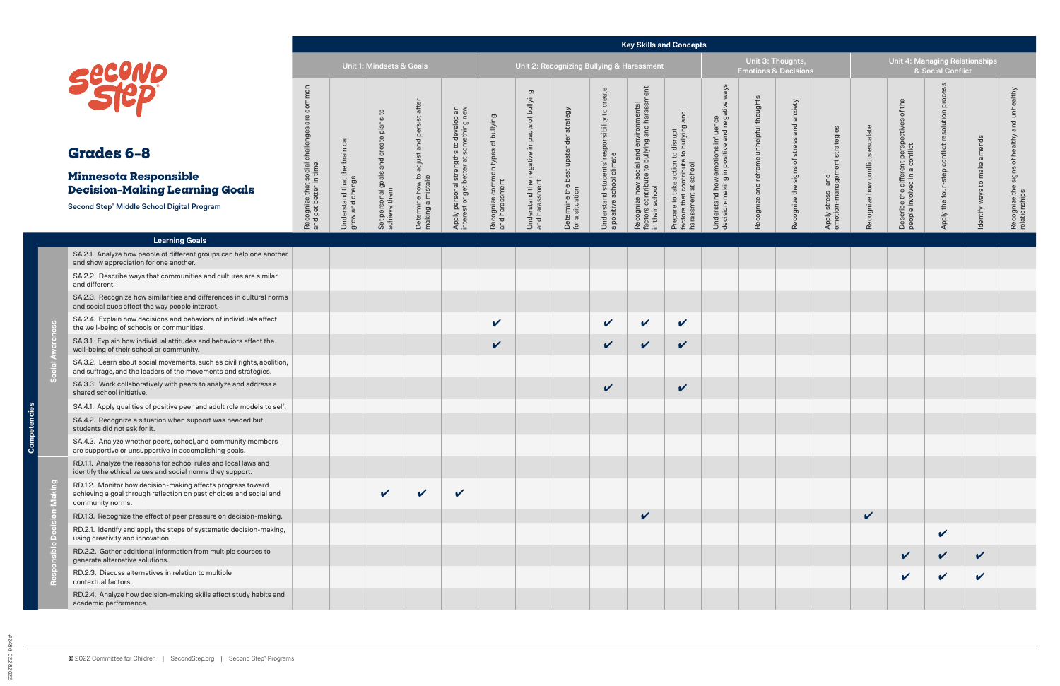# Grades 6-8

## Minnesota Responsible Decision-Making Learning Goals

Second Step® Middle School Digital Program

**Key Skills and Concepts**

| Competencies | Learning Goals | Unit 1: Mindsets & Goals | | | | | Unit 2: Recognizing Bullying & Harassment | | | | | | Unit 3: Thoughts, Emotions & Decisions | | | | Unit 4: Managing Relationships & Social Conflict | | | | |
|---|---|---|---|---|---|---|---|---|---|---|---|---|---|---|---|---|---|---|---|---|---|
| | | Recognize that social challenges are common and get better in time | Understand that the brain can grow and change | Set personal goals and create plans to achieve them | Determine how to adjust and persist after making a mistake | Apply personal strengths to develop an interest or get better at something new | Recognize common types of bullying and harassment | Understand the negative impacts of bullying and harassment | Determine the best upstander strategy for a situation | Understand students' responsibility to create a positive school climate | Recognize how social and environmental factors contribute to bullying and harassment in their school | Prepare to take action to disrupt factors that contribute to bullying and harassment at school | Understand how emotions influence decision-making in positive and negative ways | Recognize and reframe unhelpful thoughts | Recognize the signs of stress and anxiety | Apply stress- and emotion-management strategies | Recognize how conflicts escalate | Describe the different perspectives of the people involved in a conflict | Apply the four-step conflict resolution process | Identify ways to make amends | Recognize the signs of healthy and unhealthy relationships |
| Social Awareness | SA.2.1. Analyze how people of different groups can help one another and show appreciation for one another. | | | | | | | | | | | | | | | | | | | | |
| Social Awareness | SA.2.2. Describe ways that communities and cultures are similar and different. | | | | | | | | | | | | | | | | | | | | |
| Social Awareness | SA.2.3. Recognize how similarities and differences in cultural norms and social cues affect the way people interact. | | | | | | | | | | | | | | | | | | | | |
| Social Awareness | SA.2.4. Explain how decisions and behaviors of individuals affect the well-being of schools or communities. | | | | | | ✔ | | | ✔ | ✔ | ✔ | | | | | | | | | |
| Social Awareness | SA.3.1. Explain how individual attitudes and behaviors affect the well-being of their school or community. | | | | | | ✔ | | | ✔ | ✔ | ✔ | | | | | | | | | |
| Social Awareness | SA.3.2. Learn about social movements, such as civil rights, abolition, and suffrage, and the leaders of the movements and strategies. | | | | | | | | | | | | | | | | | | | | |
| Social Awareness | SA.3.3. Work collaboratively with peers to analyze and address a shared school initiative. | | | | | | | | | ✔ | | ✔ | | | | | | | | | |
| Social Awareness | SA.4.1. Apply qualities of positive peer and adult role models to self. | | | | | | | | | | | | | | | | | | | | |
| Social Awareness | SA.4.2. Recognize a situation when support was needed but students did not ask for it. | | | | | | | | | | | | | | | | | | | | |
| Social Awareness | SA.4.3. Analyze whether peers, school, and community members are supportive or unsupportive in accomplishing goals. | | | | | | | | | | | | | | | | | | | | |
| Responsible Decision-Making | RD.1.1. Analyze the reasons for school rules and local laws and identify the ethical values and social norms they support. | | | | | | | | | | | | | | | | | | | | |
| Responsible Decision-Making | RD.1.2. Monitor how decision-making affects progress toward achieving a goal through reflection on past choices and social and community norms. | | | ✔ | ✔ | ✔ | | | | | | | | | | | | | | | |
| Responsible Decision-Making | RD.1.3. Recognize the effect of peer pressure on decision-making. | | | | | | | | | | ✔ | | | | | | ✔ | | | | |
| Responsible Decision-Making | RD.2.1. Identify and apply the steps of systematic decision-making, using creativity and innovation. | | | | | | | | | | | | | | | | | | ✔ | | |
| Responsible Decision-Making | RD.2.2. Gather additional information from multiple sources to generate alternative solutions. | | | | | | | | | | | | | | | | | ✔ | ✔ | ✔ | |
| Responsible Decision-Making | RD.2.3. Discuss alternatives in relation to multiple contextual factors. | | | | | | | | | | | | | | | | | ✔ | ✔ | ✔ | |
| Responsible Decision-Making | RD.2.4. Analyze how decision-making skills affect study habits and academic performance. | | | | | | | | | | | | | | | | | | | | |

© 2022 Committee for Children | SecondStep.org | Second Step® Programs